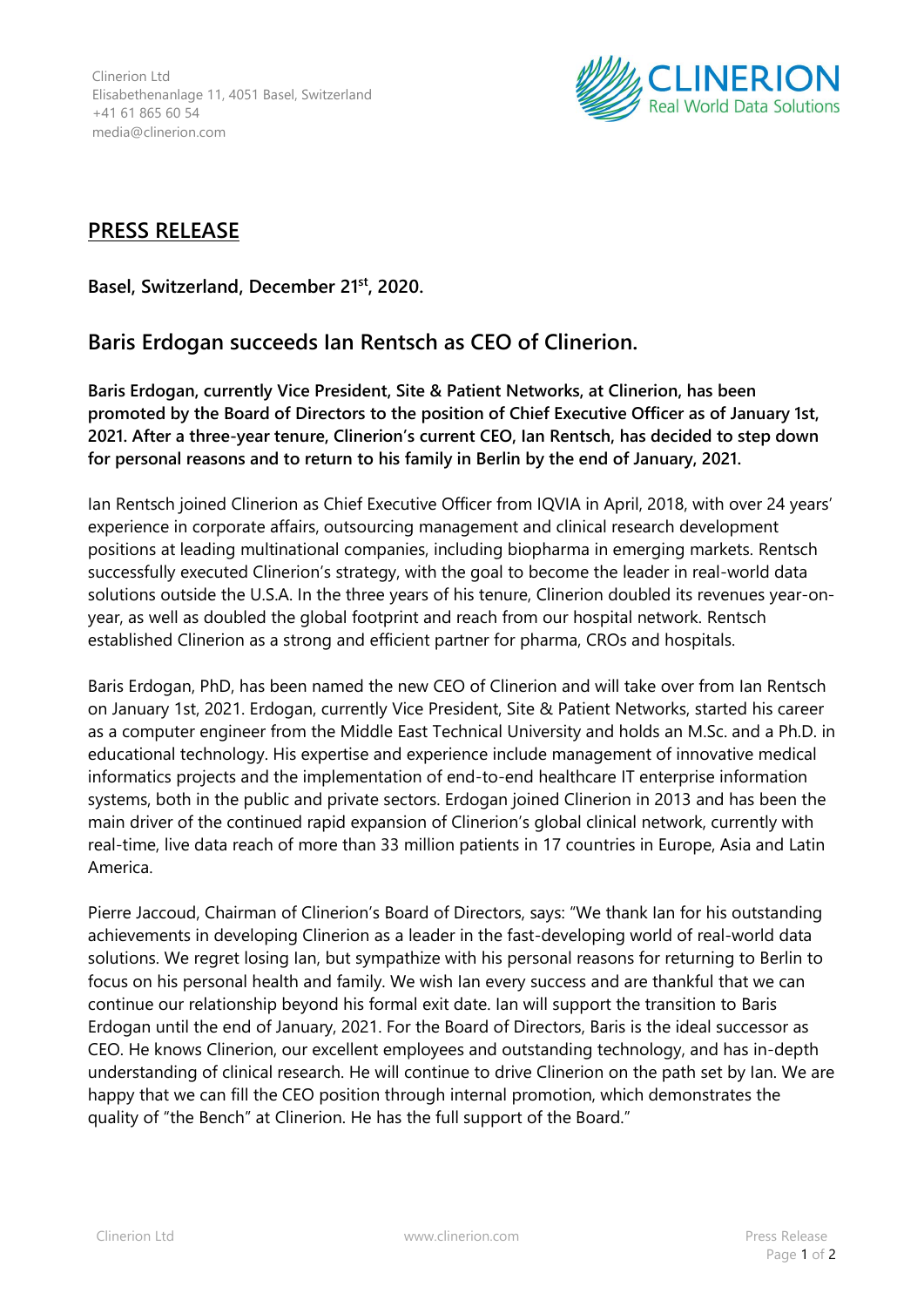Clinerion Ltd
Elisabethenanlage 11, 4051 Basel, Switzerland
+41 61 865 60 54
media@clinerion.com

CLINERION
Real World Data Solutions

## PRESS RELEASE

**Basel, Switzerland, December 21st, 2020.**

# Baris Erdogan succeeds Ian Rentsch as CEO of Clinerion.

**Baris Erdogan, currently Vice President, Site & Patient Networks, at Clinerion, has been promoted by the Board of Directors to the position of Chief Executive Officer as of January 1st, 2021. After a three-year tenure, Clinerion's current CEO, Ian Rentsch, has decided to step down for personal reasons and to return to his family in Berlin by the end of January, 2021.**

Ian Rentsch joined Clinerion as Chief Executive Officer from IQVIA in April, 2018, with over 24 years' experience in corporate affairs, outsourcing management and clinical research development positions at leading multinational companies, including biopharma in emerging markets. Rentsch successfully executed Clinerion's strategy, with the goal to become the leader in real-world data solutions outside the U.S.A. In the three years of his tenure, Clinerion doubled its revenues year-on-year, as well as doubled the global footprint and reach from our hospital network. Rentsch established Clinerion as a strong and efficient partner for pharma, CROs and hospitals.

Baris Erdogan, PhD, has been named the new CEO of Clinerion and will take over from Ian Rentsch on January 1st, 2021. Erdogan, currently Vice President, Site & Patient Networks, started his career as a computer engineer from the Middle East Technical University and holds an M.Sc. and a Ph.D. in educational technology. His expertise and experience include management of innovative medical informatics projects and the implementation of end-to-end healthcare IT enterprise information systems, both in the public and private sectors. Erdogan joined Clinerion in 2013 and has been the main driver of the continued rapid expansion of Clinerion's global clinical network, currently with real-time, live data reach of more than 33 million patients in 17 countries in Europe, Asia and Latin America.

Pierre Jaccoud, Chairman of Clinerion's Board of Directors, says: "We thank Ian for his outstanding achievements in developing Clinerion as a leader in the fast-developing world of real-world data solutions. We regret losing Ian, but sympathize with his personal reasons for returning to Berlin to focus on his personal health and family. We wish Ian every success and are thankful that we can continue our relationship beyond his formal exit date. Ian will support the transition to Baris Erdogan until the end of January, 2021. For the Board of Directors, Baris is the ideal successor as CEO. He knows Clinerion, our excellent employees and outstanding technology, and has in-depth understanding of clinical research. He will continue to drive Clinerion on the path set by Ian. We are happy that we can fill the CEO position through internal promotion, which demonstrates the quality of "the Bench" at Clinerion. He has the full support of the Board."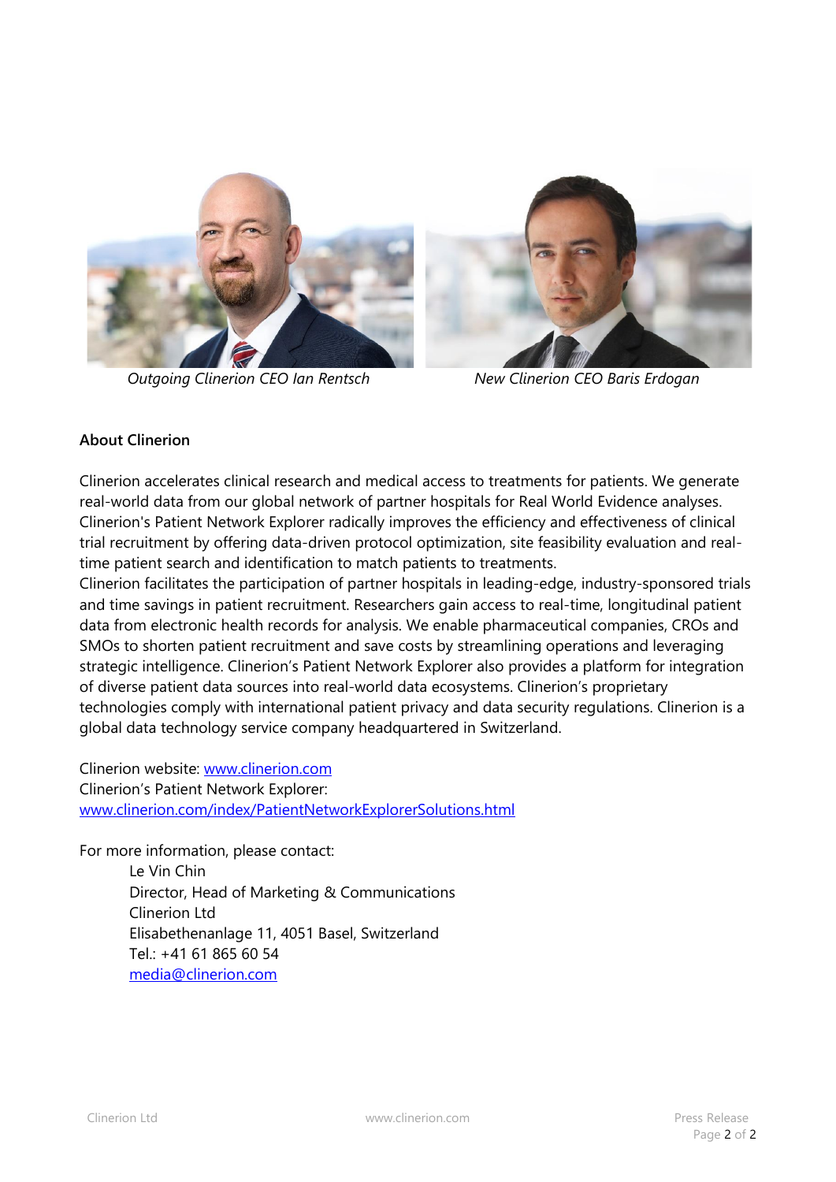*Outgoing Clinerion CEO Ian Rentsch*

*New Clinerion CEO Baris Erdogan*

**About Clinerion**

Clinerion accelerates clinical research and medical access to treatments for patients. We generate real-world data from our global network of partner hospitals for Real World Evidence analyses. Clinerion's Patient Network Explorer radically improves the efficiency and effectiveness of clinical trial recruitment by offering data-driven protocol optimization, site feasibility evaluation and real-time patient search and identification to match patients to treatments.
Clinerion facilitates the participation of partner hospitals in leading-edge, industry-sponsored trials and time savings in patient recruitment. Researchers gain access to real-time, longitudinal patient data from electronic health records for analysis. We enable pharmaceutical companies, CROs and SMOs to shorten patient recruitment and save costs by streamlining operations and leveraging strategic intelligence. Clinerion's Patient Network Explorer also provides a platform for integration of diverse patient data sources into real-world data ecosystems. Clinerion's proprietary technologies comply with international patient privacy and data security regulations. Clinerion is a global data technology service company headquartered in Switzerland.

Clinerion website: www.clinerion.com
Clinerion's Patient Network Explorer:
www.clinerion.com/index/PatientNetworkExplorerSolutions.html

For more information, please contact:

Le Vin Chin
Director, Head of Marketing & Communications
Clinerion Ltd
Elisabethenanlage 11, 4051 Basel, Switzerland
Tel.: +41 61 865 60 54
media@clinerion.com